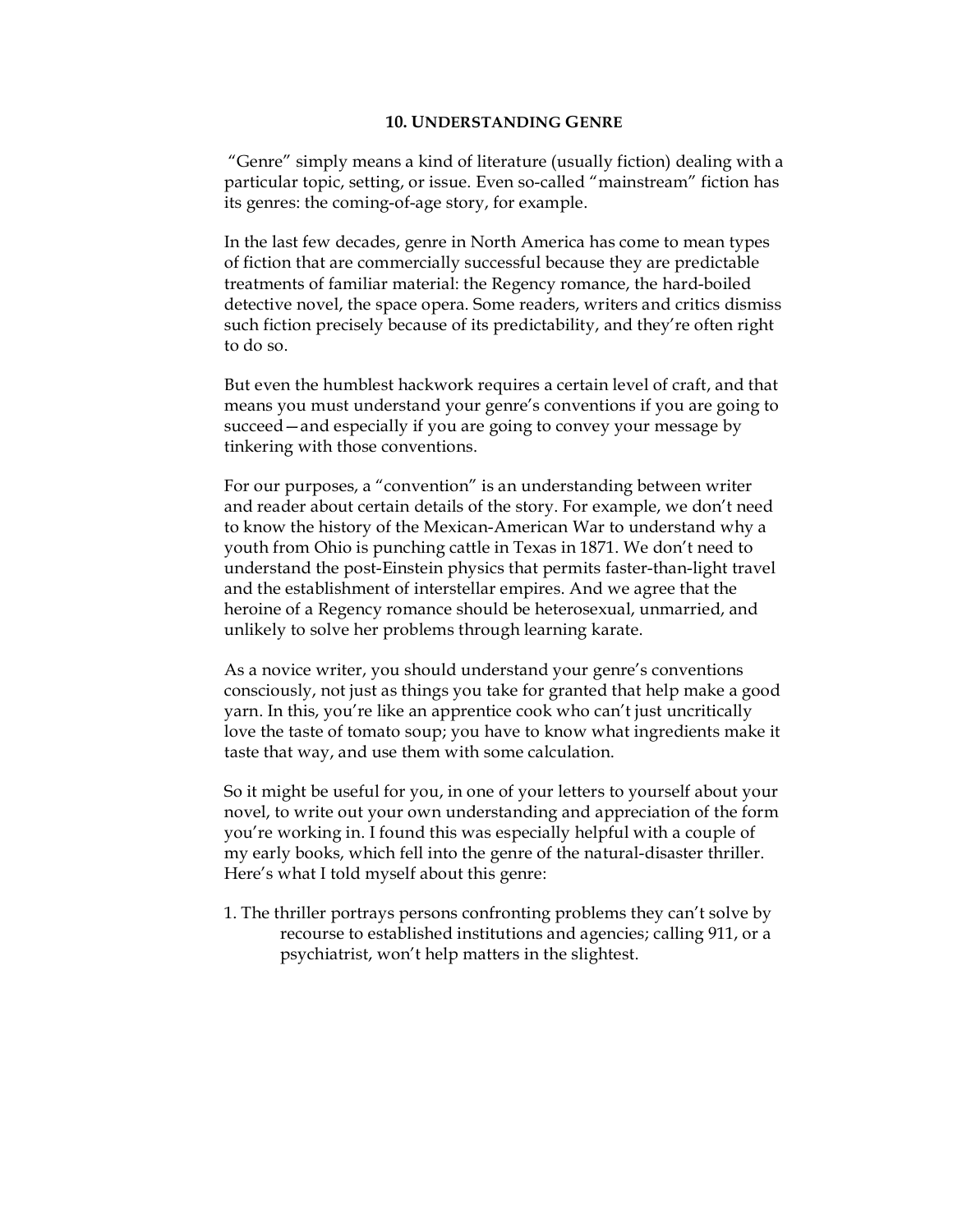## 10. UNDERSTANDING GENRE

"Genre" simply means a kind of literature (usually fiction) dealing with a particular topic, setting, or issue. Even so-called "mainstream" fiction has its genres: the coming-of-age story, for example.

In the last few decades, genre in North America has come to mean types of fiction that are commercially successful because they are predictable treatments of familiar material: the Regency romance, the hard-boiled detective novel, the space opera. Some readers, writers and critics dismiss such fiction precisely because of its predictability, and they're often right to do so.

But even the humblest hackwork requires a certain level of craft, and that means you must understand your genre's conventions if you are going to succeed—and especially if you are going to convey your message by tinkering with those conventions.

For our purposes, a "convention" is an understanding between writer and reader about certain details of the story. For example, we don't need to know the history of the Mexican-American War to understand why a youth from Ohio is punching cattle in Texas in 1871. We don't need to understand the post-Einstein physics that permits faster-than-light travel and the establishment of interstellar empires. And we agree that the heroine of a Regency romance should be heterosexual, unmarried, and unlikely to solve her problems through learning karate.

As a novice writer, you should understand your genre's conventions consciously, not just as things you take for granted that help make a good yarn. In this, you're like an apprentice cook who can't just uncritically love the taste of tomato soup; you have to know what ingredients make it taste that way, and use them with some calculation.

So it might be useful for you, in one of your letters to yourself about your novel, to write out your own understanding and appreciation of the form you're working in. I found this was especially helpful with a couple of my early books, which fell into the genre of the natural-disaster thriller. Here's what I told myself about this genre:

1. The thriller portrays persons confronting problems they can't solve by recourse to established institutions and agencies; calling 911, or a psychiatrist, won't help matters in the slightest.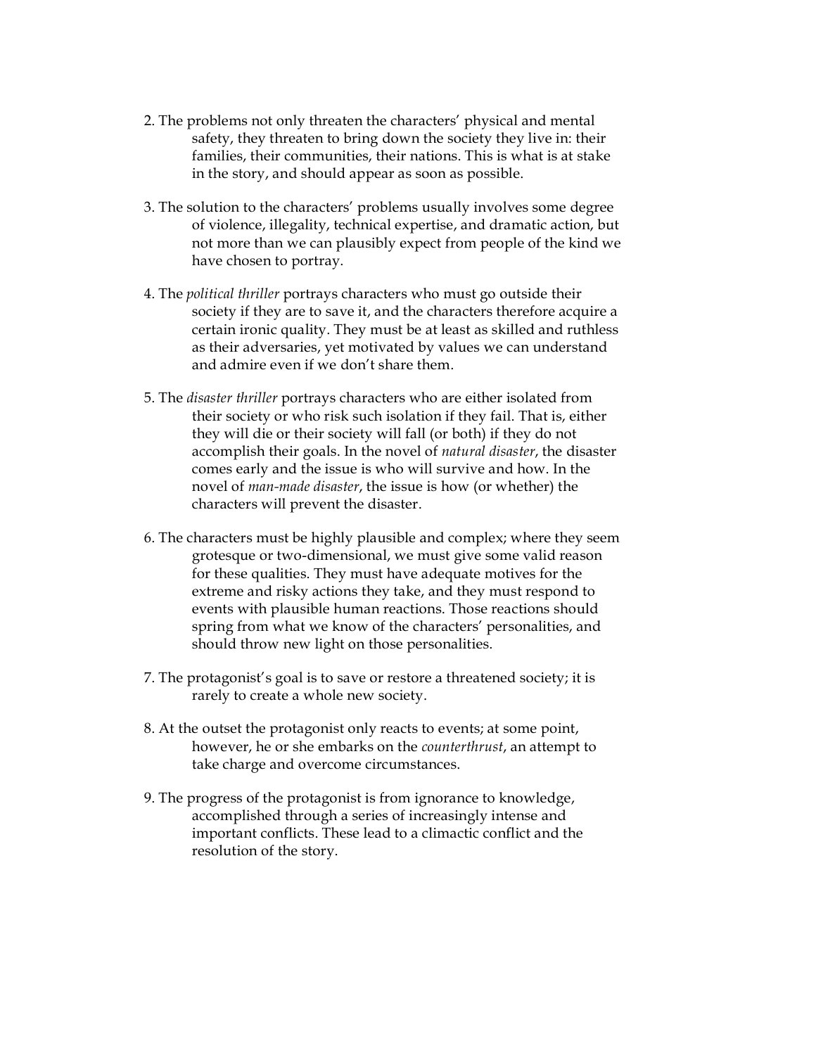2. The problems not only threaten the characters' physical and mental safety, they threaten to bring down the society they live in: their families, their communities, their nations. This is what is at stake in the story, and should appear as soon as possible.

3. The solution to the characters' problems usually involves some degree of violence, illegality, technical expertise, and dramatic action, but not more than we can plausibly expect from people of the kind we have chosen to portray.

4. The *political thriller* portrays characters who must go outside their society if they are to save it, and the characters therefore acquire a certain ironic quality. They must be at least as skilled and ruthless as their adversaries, yet motivated by values we can understand and admire even if we don't share them.

5. The *disaster thriller* portrays characters who are either isolated from their society or who risk such isolation if they fail. That is, either they will die or their society will fall (or both) if they do not accomplish their goals. In the novel of *natural disaster*, the disaster comes early and the issue is who will survive and how. In the novel of *man-made disaster*, the issue is how (or whether) the characters will prevent the disaster.

6. The characters must be highly plausible and complex; where they seem grotesque or two-dimensional, we must give some valid reason for these qualities. They must have adequate motives for the extreme and risky actions they take, and they must respond to events with plausible human reactions. Those reactions should spring from what we know of the characters' personalities, and should throw new light on those personalities.

7. The protagonist's goal is to save or restore a threatened society; it is rarely to create a whole new society.

8. At the outset the protagonist only reacts to events; at some point, however, he or she embarks on the *counterthrust*, an attempt to take charge and overcome circumstances.

9. The progress of the protagonist is from ignorance to knowledge, accomplished through a series of increasingly intense and important conflicts. These lead to a climactic conflict and the resolution of the story.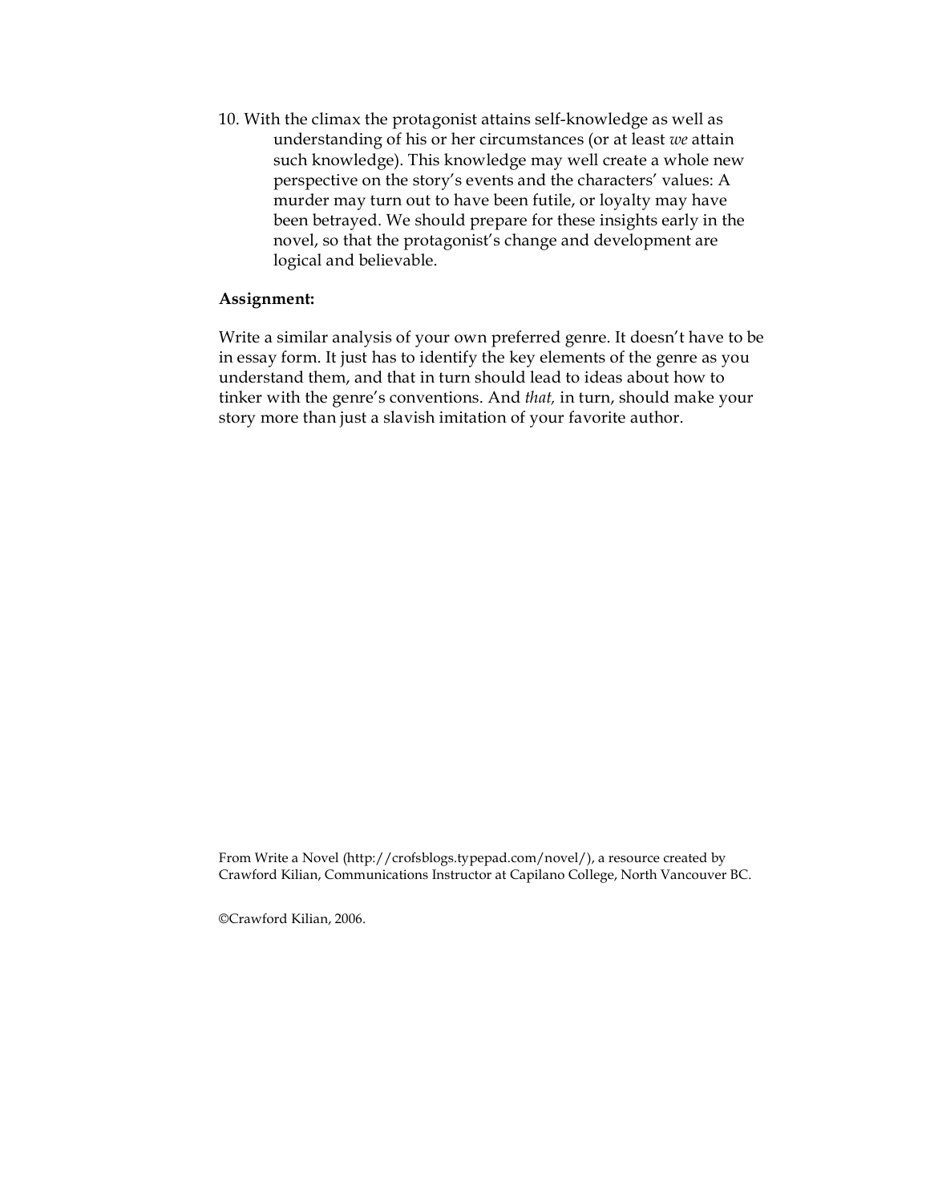10. With the climax the protagonist attains self-knowledge as well as understanding of his or her circumstances (or at least *we* attain such knowledge). This knowledge may well create a whole new perspective on the story's events and the characters' values: A murder may turn out to have been futile, or loyalty may have been betrayed. We should prepare for these insights early in the novel, so that the protagonist's change and development are logical and believable.

**Assignment:**

Write a similar analysis of your own preferred genre. It doesn't have to be in essay form. It just has to identify the key elements of the genre as you understand them, and that in turn should lead to ideas about how to tinker with the genre's conventions. And *that,* in turn, should make your story more than just a slavish imitation of your favorite author.

From Write a Novel (http://crofsblogs.typepad.com/novel/), a resource created by Crawford Kilian, Communications Instructor at Capilano College, North Vancouver BC.

©Crawford Kilian, 2006.